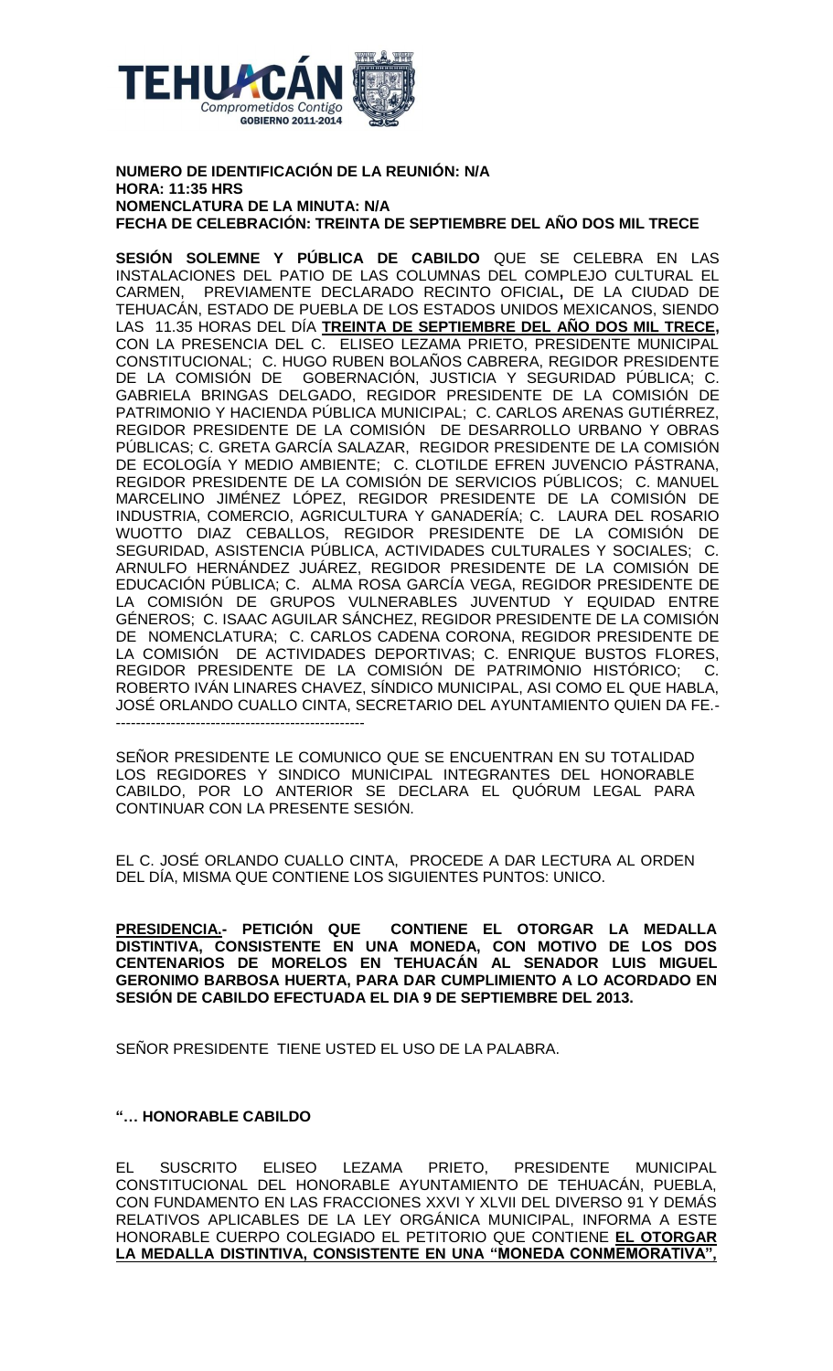**NUMERO DE IDENTIFICACIÓN DE LA REUNIÓN: N/A**
**HORA: 11:35 HRS**
**NOMENCLATURA DE LA MINUTA: N/A**
**FECHA DE CELEBRACIÓN: TREINTA DE SEPTIEMBRE DEL AÑO DOS MIL TRECE**

**SESIÓN SOLEMNE Y PÚBLICA DE CABILDO** QUE SE CELEBRA EN LAS INSTALACIONES DEL PATIO DE LAS COLUMNAS DEL COMPLEJO CULTURAL EL CARMEN, PREVIAMENTE DECLARADO RECINTO OFICIAL**,** DE LA CIUDAD DE TEHUACÁN, ESTADO DE PUEBLA DE LOS ESTADOS UNIDOS MEXICANOS, SIENDO LAS 11.35 HORAS DEL DÍA **TREINTA DE SEPTIEMBRE DEL AÑO DOS MIL TRECE,** CON LA PRESENCIA DEL C. ELISEO LEZAMA PRIETO, PRESIDENTE MUNICIPAL CONSTITUCIONAL; C. HUGO RUBEN BOLAÑOS CABRERA, REGIDOR PRESIDENTE DE LA COMISIÓN DE GOBERNACIÓN, JUSTICIA Y SEGURIDAD PÚBLICA; C. GABRIELA BRINGAS DELGADO, REGIDOR PRESIDENTE DE LA COMISIÓN DE PATRIMONIO Y HACIENDA PÚBLICA MUNICIPAL; C. CARLOS ARENAS GUTIÉRREZ, REGIDOR PRESIDENTE DE LA COMISIÓN DE DESARROLLO URBANO Y OBRAS PÚBLICAS; C. GRETA GARCÍA SALAZAR, REGIDOR PRESIDENTE DE LA COMISIÓN DE ECOLOGÍA Y MEDIO AMBIENTE; C. CLOTILDE EFREN JUVENCIO PÁSTRANA, REGIDOR PRESIDENTE DE LA COMISIÓN DE SERVICIOS PÚBLICOS; C. MANUEL MARCELINO JIMÉNEZ LÓPEZ, REGIDOR PRESIDENTE DE LA COMISIÓN DE INDUSTRIA, COMERCIO, AGRICULTURA Y GANADERÍA; C. LAURA DEL ROSARIO WUOTTO DIAZ CEBALLOS, REGIDOR PRESIDENTE DE LA COMISIÓN DE SEGURIDAD, ASISTENCIA PÚBLICA, ACTIVIDADES CULTURALES Y SOCIALES; C. ARNULFO HERNÁNDEZ JUÁREZ, REGIDOR PRESIDENTE DE LA COMISIÓN DE EDUCACIÓN PÚBLICA; C. ALMA ROSA GARCÍA VEGA, REGIDOR PRESIDENTE DE LA COMISIÓN DE GRUPOS VULNERABLES JUVENTUD Y EQUIDAD ENTRE GÉNEROS; C. ISAAC AGUILAR SÁNCHEZ, REGIDOR PRESIDENTE DE LA COMISIÓN DE NOMENCLATURA; C. CARLOS CADENA CORONA, REGIDOR PRESIDENTE DE LA COMISIÓN DE ACTIVIDADES DEPORTIVAS; C. ENRIQUE BUSTOS FLORES, REGIDOR PRESIDENTE DE LA COMISIÓN DE PATRIMONIO HISTÓRICO; C. ROBERTO IVÁN LINARES CHAVEZ, SÍNDICO MUNICIPAL, ASI COMO EL QUE HABLA, JOSÉ ORLANDO CUALLO CINTA, SECRETARIO DEL AYUNTAMIENTO QUIEN DA FE.-
--------------------------------------------------

SEÑOR PRESIDENTE LE COMUNICO QUE SE ENCUENTRAN EN SU TOTALIDAD LOS REGIDORES Y SINDICO MUNICIPAL INTEGRANTES DEL HONORABLE CABILDO, POR LO ANTERIOR SE DECLARA EL QUÓRUM LEGAL PARA CONTINUAR CON LA PRESENTE SESIÓN.

EL C. JOSÉ ORLANDO CUALLO CINTA, PROCEDE A DAR LECTURA AL ORDEN DEL DÍA, MISMA QUE CONTIENE LOS SIGUIENTES PUNTOS: UNICO.

**PRESIDENCIA.- PETICIÓN QUE CONTIENE EL OTORGAR LA MEDALLA DISTINTIVA, CONSISTENTE EN UNA MONEDA, CON MOTIVO DE LOS DOS CENTENARIOS DE MORELOS EN TEHUACÁN AL SENADOR LUIS MIGUEL GERONIMO BARBOSA HUERTA, PARA DAR CUMPLIMIENTO A LO ACORDADO EN SESIÓN DE CABILDO EFECTUADA EL DIA 9 DE SEPTIEMBRE DEL 2013.**

SEÑOR PRESIDENTE TIENE USTED EL USO DE LA PALABRA.

**"… HONORABLE CABILDO**

EL SUSCRITO ELISEO LEZAMA PRIETO, PRESIDENTE MUNICIPAL CONSTITUCIONAL DEL HONORABLE AYUNTAMIENTO DE TEHUACÁN, PUEBLA, CON FUNDAMENTO EN LAS FRACCIONES XXVI Y XLVII DEL DIVERSO 91 Y DEMÁS RELATIVOS APLICABLES DE LA LEY ORGÁNICA MUNICIPAL, INFORMA A ESTE HONORABLE CUERPO COLEGIADO EL PETITORIO QUE CONTIENE **EL OTORGAR LA MEDALLA DISTINTIVA, CONSISTENTE EN UNA "MONEDA CONMEMORATIVA",**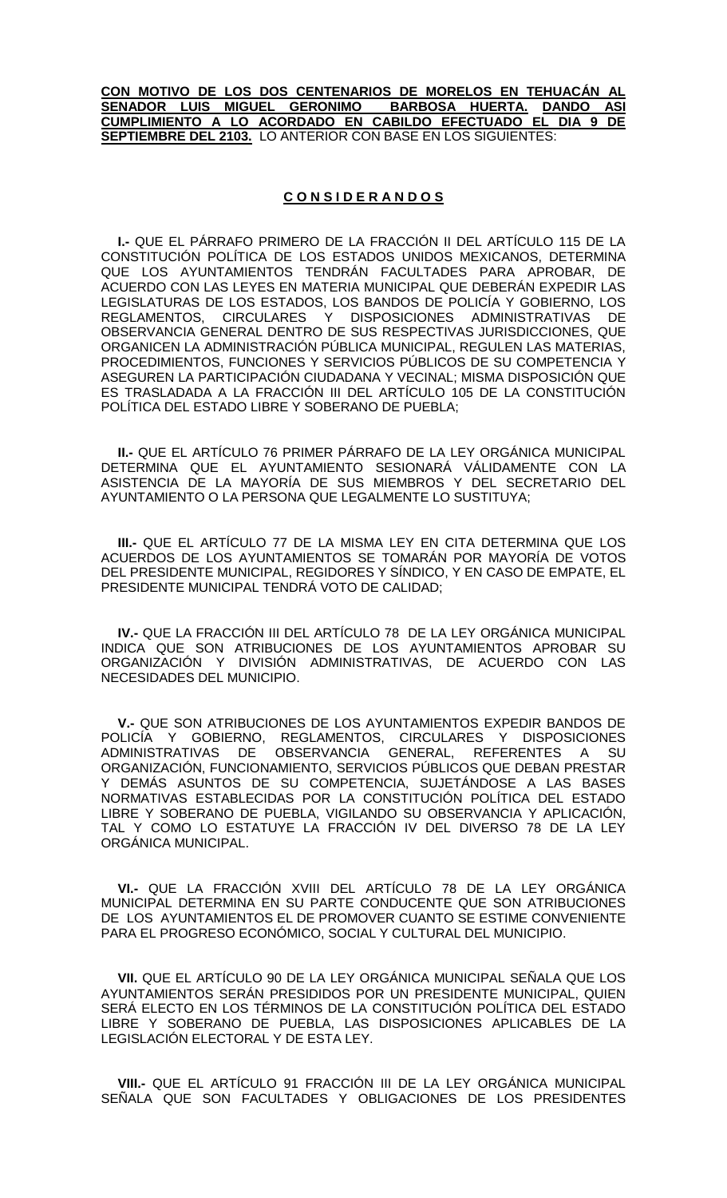**CON MOTIVO DE LOS DOS CENTENARIOS DE MORELOS EN TEHUACÁN AL SENADOR LUIS MIGUEL GERONIMO BARBOSA HUERTA. DANDO ASI CUMPLIMIENTO A LO ACORDADO EN CABILDO EFECTUADO EL DIA 9 DE SEPTIEMBRE DEL 2103.** LO ANTERIOR CON BASE EN LOS SIGUIENTES:

## C O N S I D E R A N D O S

**I.-** QUE EL PÁRRAFO PRIMERO DE LA FRACCIÓN II DEL ARTÍCULO 115 DE LA CONSTITUCIÓN POLÍTICA DE LOS ESTADOS UNIDOS MEXICANOS, DETERMINA QUE LOS AYUNTAMIENTOS TENDRÁN FACULTADES PARA APROBAR, DE ACUERDO CON LAS LEYES EN MATERIA MUNICIPAL QUE DEBERÁN EXPEDIR LAS LEGISLATURAS DE LOS ESTADOS, LOS BANDOS DE POLICÍA Y GOBIERNO, LOS REGLAMENTOS, CIRCULARES Y DISPOSICIONES ADMINISTRATIVAS DE OBSERVANCIA GENERAL DENTRO DE SUS RESPECTIVAS JURISDICCIONES, QUE ORGANICEN LA ADMINISTRACIÓN PÚBLICA MUNICIPAL, REGULEN LAS MATERIAS, PROCEDIMIENTOS, FUNCIONES Y SERVICIOS PÚBLICOS DE SU COMPETENCIA Y ASEGUREN LA PARTICIPACIÓN CIUDADANA Y VECINAL; MISMA DISPOSICIÓN QUE ES TRASLADADA A LA FRACCIÓN III DEL ARTÍCULO 105 DE LA CONSTITUCIÓN POLÍTICA DEL ESTADO LIBRE Y SOBERANO DE PUEBLA;

**II.-** QUE EL ARTÍCULO 76 PRIMER PÁRRAFO DE LA LEY ORGÁNICA MUNICIPAL DETERMINA QUE EL AYUNTAMIENTO SESIONARÁ VÁLIDAMENTE CON LA ASISTENCIA DE LA MAYORÍA DE SUS MIEMBROS Y DEL SECRETARIO DEL AYUNTAMIENTO O LA PERSONA QUE LEGALMENTE LO SUSTITUYA;

**III.-** QUE EL ARTÍCULO 77 DE LA MISMA LEY EN CITA DETERMINA QUE LOS ACUERDOS DE LOS AYUNTAMIENTOS SE TOMARÁN POR MAYORÍA DE VOTOS DEL PRESIDENTE MUNICIPAL, REGIDORES Y SÍNDICO, Y EN CASO DE EMPATE, EL PRESIDENTE MUNICIPAL TENDRÁ VOTO DE CALIDAD;

**IV.-** QUE LA FRACCIÓN III DEL ARTÍCULO 78 DE LA LEY ORGÁNICA MUNICIPAL INDICA QUE SON ATRIBUCIONES DE LOS AYUNTAMIENTOS APROBAR SU ORGANIZACIÓN Y DIVISIÓN ADMINISTRATIVAS, DE ACUERDO CON LAS NECESIDADES DEL MUNICIPIO.

**V.-** QUE SON ATRIBUCIONES DE LOS AYUNTAMIENTOS EXPEDIR BANDOS DE POLICÍA Y GOBIERNO, REGLAMENTOS, CIRCULARES Y DISPOSICIONES ADMINISTRATIVAS DE OBSERVANCIA GENERAL, REFERENTES A SU ORGANIZACIÓN, FUNCIONAMIENTO, SERVICIOS PÚBLICOS QUE DEBAN PRESTAR Y DEMÁS ASUNTOS DE SU COMPETENCIA, SUJETÁNDOSE A LAS BASES NORMATIVAS ESTABLECIDAS POR LA CONSTITUCIÓN POLÍTICA DEL ESTADO LIBRE Y SOBERANO DE PUEBLA, VIGILANDO SU OBSERVANCIA Y APLICACIÓN, TAL Y COMO LO ESTATUYE LA FRACCIÓN IV DEL DIVERSO 78 DE LA LEY ORGÁNICA MUNICIPAL.

**VI.-** QUE LA FRACCIÓN XVIII DEL ARTÍCULO 78 DE LA LEY ORGÁNICA MUNICIPAL DETERMINA EN SU PARTE CONDUCENTE QUE SON ATRIBUCIONES DE LOS AYUNTAMIENTOS EL DE PROMOVER CUANTO SE ESTIME CONVENIENTE PARA EL PROGRESO ECONÓMICO, SOCIAL Y CULTURAL DEL MUNICIPIO.

**VII.** QUE EL ARTÍCULO 90 DE LA LEY ORGÁNICA MUNICIPAL SEÑALA QUE LOS AYUNTAMIENTOS SERÁN PRESIDIDOS POR UN PRESIDENTE MUNICIPAL, QUIEN SERÁ ELECTO EN LOS TÉRMINOS DE LA CONSTITUCIÓN POLÍTICA DEL ESTADO LIBRE Y SOBERANO DE PUEBLA, LAS DISPOSICIONES APLICABLES DE LA LEGISLACIÓN ELECTORAL Y DE ESTA LEY.

**VIII.-** QUE EL ARTÍCULO 91 FRACCIÓN III DE LA LEY ORGÁNICA MUNICIPAL SEÑALA QUE SON FACULTADES Y OBLIGACIONES DE LOS PRESIDENTES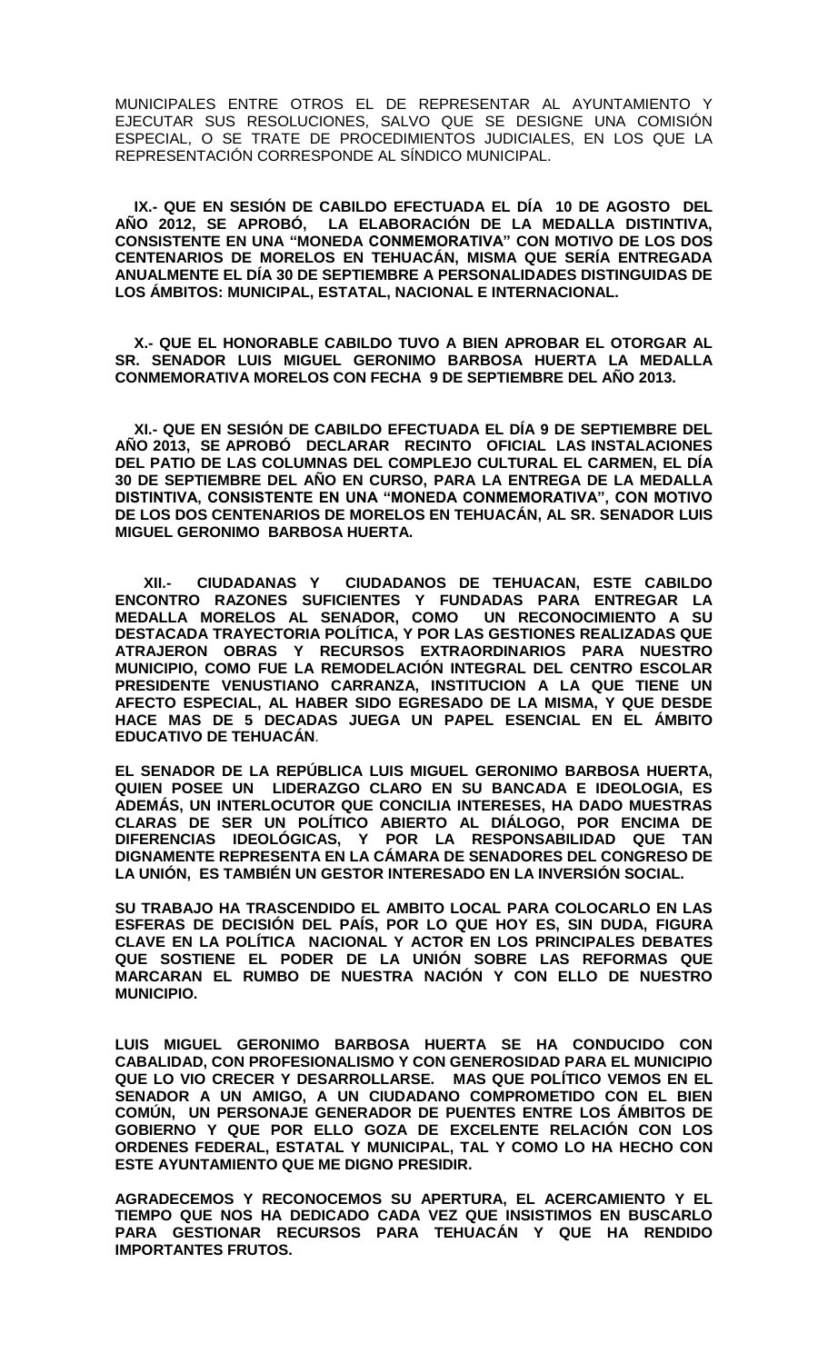MUNICIPALES ENTRE OTROS EL DE REPRESENTAR AL AYUNTAMIENTO Y EJECUTAR SUS RESOLUCIONES, SALVO QUE SE DESIGNE UNA COMISIÓN ESPECIAL, O SE TRATE DE PROCEDIMIENTOS JUDICIALES, EN LOS QUE LA REPRESENTACIÓN CORRESPONDE AL SÍNDICO MUNICIPAL.

**IX.- QUE EN SESIÓN DE CABILDO EFECTUADA EL DÍA 10 DE AGOSTO DEL AÑO 2012, SE APROBÓ, LA ELABORACIÓN DE LA MEDALLA DISTINTIVA, CONSISTENTE EN UNA "MONEDA CONMEMORATIVA" CON MOTIVO DE LOS DOS CENTENARIOS DE MORELOS EN TEHUACÁN, MISMA QUE SERÍA ENTREGADA ANUALMENTE EL DÍA 30 DE SEPTIEMBRE A PERSONALIDADES DISTINGUIDAS DE LOS ÁMBITOS: MUNICIPAL, ESTATAL, NACIONAL E INTERNACIONAL.**

**X.- QUE EL HONORABLE CABILDO TUVO A BIEN APROBAR EL OTORGAR AL SR. SENADOR LUIS MIGUEL GERONIMO BARBOSA HUERTA LA MEDALLA CONMEMORATIVA MORELOS CON FECHA 9 DE SEPTIEMBRE DEL AÑO 2013.**

**XI.- QUE EN SESIÓN DE CABILDO EFECTUADA EL DÍA 9 DE SEPTIEMBRE DEL AÑO 2013, SE APROBÓ DECLARAR RECINTO OFICIAL LAS INSTALACIONES DEL PATIO DE LAS COLUMNAS DEL COMPLEJO CULTURAL EL CARMEN, EL DÍA 30 DE SEPTIEMBRE DEL AÑO EN CURSO, PARA LA ENTREGA DE LA MEDALLA DISTINTIVA, CONSISTENTE EN UNA "MONEDA CONMEMORATIVA", CON MOTIVO DE LOS DOS CENTENARIOS DE MORELOS EN TEHUACÁN, AL SR. SENADOR LUIS MIGUEL GERONIMO BARBOSA HUERTA.**

**XII.- CIUDADANAS Y CIUDADANOS DE TEHUACAN, ESTE CABILDO ENCONTRO RAZONES SUFICIENTES Y FUNDADAS PARA ENTREGAR LA MEDALLA MORELOS AL SENADOR, COMO UN RECONOCIMIENTO A SU DESTACADA TRAYECTORIA POLÍTICA, Y POR LAS GESTIONES REALIZADAS QUE ATRAJERON OBRAS Y RECURSOS EXTRAORDINARIOS PARA NUESTRO MUNICIPIO, COMO FUE LA REMODELACIÓN INTEGRAL DEL CENTRO ESCOLAR PRESIDENTE VENUSTIANO CARRANZA, INSTITUCION A LA QUE TIENE UN AFECTO ESPECIAL, AL HABER SIDO EGRESADO DE LA MISMA, Y QUE DESDE HACE MAS DE 5 DECADAS JUEGA UN PAPEL ESENCIAL EN EL ÁMBITO EDUCATIVO DE TEHUACÁN.**

**EL SENADOR DE LA REPÚBLICA LUIS MIGUEL GERONIMO BARBOSA HUERTA, QUIEN POSEE UN LIDERAZGO CLARO EN SU BANCADA E IDEOLOGIA, ES ADEMÁS, UN INTERLOCUTOR QUE CONCILIA INTERESES, HA DADO MUESTRAS CLARAS DE SER UN POLÍTICO ABIERTO AL DIÁLOGO, POR ENCIMA DE DIFERENCIAS IDEOLÓGICAS, Y POR LA RESPONSABILIDAD QUE TAN DIGNAMENTE REPRESENTA EN LA CÁMARA DE SENADORES DEL CONGRESO DE LA UNIÓN, ES TAMBIÉN UN GESTOR INTERESADO EN LA INVERSIÓN SOCIAL.**

**SU TRABAJO HA TRASCENDIDO EL AMBITO LOCAL PARA COLOCARLO EN LAS ESFERAS DE DECISIÓN DEL PAÍS, POR LO QUE HOY ES, SIN DUDA, FIGURA CLAVE EN LA POLÍTICA NACIONAL Y ACTOR EN LOS PRINCIPALES DEBATES QUE SOSTIENE EL PODER DE LA UNIÓN SOBRE LAS REFORMAS QUE MARCARAN EL RUMBO DE NUESTRA NACIÓN Y CON ELLO DE NUESTRO MUNICIPIO.**

**LUIS MIGUEL GERONIMO BARBOSA HUERTA SE HA CONDUCIDO CON CABALIDAD, CON PROFESIONALISMO Y CON GENEROSIDAD PARA EL MUNICIPIO QUE LO VIO CRECER Y DESARROLLARSE. MAS QUE POLÍTICO VEMOS EN EL SENADOR A UN AMIGO, A UN CIUDADANO COMPROMETIDO CON EL BIEN COMÚN, UN PERSONAJE GENERADOR DE PUENTES ENTRE LOS ÁMBITOS DE GOBIERNO Y QUE POR ELLO GOZA DE EXCELENTE RELACIÓN CON LOS ORDENES FEDERAL, ESTATAL Y MUNICIPAL, TAL Y COMO LO HA HECHO CON ESTE AYUNTAMIENTO QUE ME DIGNO PRESIDIR.**

**AGRADECEMOS Y RECONOCEMOS SU APERTURA, EL ACERCAMIENTO Y EL TIEMPO QUE NOS HA DEDICADO CADA VEZ QUE INSISTIMOS EN BUSCARLO PARA GESTIONAR RECURSOS PARA TEHUACÁN Y QUE HA RENDIDO IMPORTANTES FRUTOS.**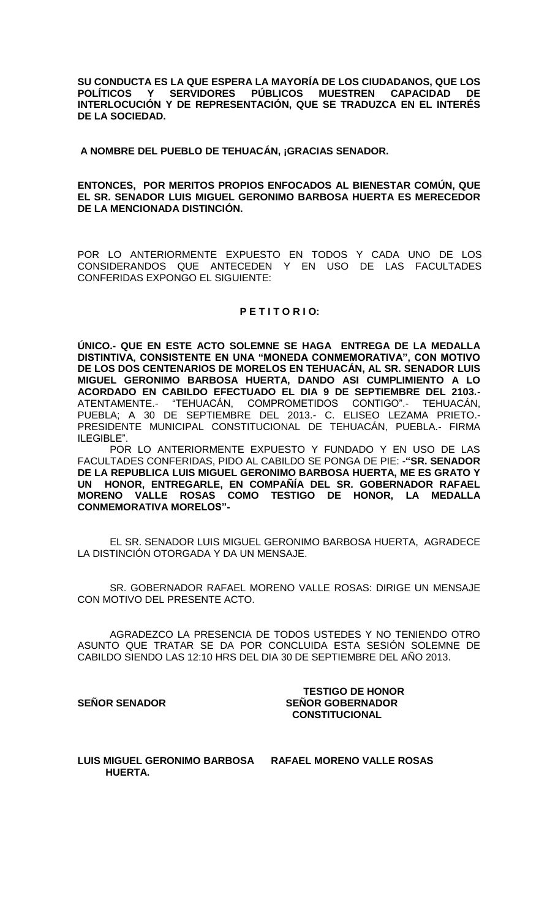**SU CONDUCTA ES LA QUE ESPERA LA MAYORÍA DE LOS CIUDADANOS, QUE LOS POLÍTICOS Y SERVIDORES PÚBLICOS MUESTREN CAPACIDAD DE INTERLOCUCIÓN Y DE REPRESENTACIÓN, QUE SE TRADUZCA EN EL INTERÉS DE LA SOCIEDAD.**

**A NOMBRE DEL PUEBLO DE TEHUACÁN, ¡GRACIAS SENADOR.**

**ENTONCES, POR MERITOS PROPIOS ENFOCADOS AL BIENESTAR COMÚN, QUE EL SR. SENADOR LUIS MIGUEL GERONIMO BARBOSA HUERTA ES MERECEDOR DE LA MENCIONADA DISTINCIÓN.**

POR LO ANTERIORMENTE EXPUESTO EN TODOS Y CADA UNO DE LOS CONSIDERANDOS QUE ANTECEDEN Y EN USO DE LAS FACULTADES CONFERIDAS EXPONGO EL SIGUIENTE:

**P E T I T O R I O:**

**ÚNICO.- QUE EN ESTE ACTO SOLEMNE SE HAGA ENTREGA DE LA MEDALLA DISTINTIVA, CONSISTENTE EN UNA "MONEDA CONMEMORATIVA", CON MOTIVO DE LOS DOS CENTENARIOS DE MORELOS EN TEHUACÁN, AL SR. SENADOR LUIS MIGUEL GERONIMO BARBOSA HUERTA, DANDO ASI CUMPLIMIENTO A LO ACORDADO EN CABILDO EFECTUADO EL DIA 9 DE SEPTIEMBRE DEL 2103.**- ATENTAMENTE.- "TEHUACÁN, COMPROMETIDOS CONTIGO".- TEHUACÁN, PUEBLA; A 30 DE SEPTIEMBRE DEL 2013.- C. ELISEO LEZAMA PRIETO.- PRESIDENTE MUNICIPAL CONSTITUCIONAL DE TEHUACÁN, PUEBLA.- FIRMA ILEGIBLE".

POR LO ANTERIORMENTE EXPUESTO Y FUNDADO Y EN USO DE LAS FACULTADES CONFERIDAS, PIDO AL CABILDO SE PONGA DE PIE: -**"SR. SENADOR DE LA REPUBLICA LUIS MIGUEL GERONIMO BARBOSA HUERTA, ME ES GRATO Y UN HONOR, ENTREGARLE, EN COMPAÑÍA DEL SR. GOBERNADOR RAFAEL MORENO VALLE ROSAS COMO TESTIGO DE HONOR, LA MEDALLA CONMEMORATIVA MORELOS"-**

EL SR. SENADOR LUIS MIGUEL GERONIMO BARBOSA HUERTA, AGRADECE LA DISTINCIÓN OTORGADA Y DA UN MENSAJE.

SR. GOBERNADOR RAFAEL MORENO VALLE ROSAS: DIRIGE UN MENSAJE CON MOTIVO DEL PRESENTE ACTO.

AGRADEZCO LA PRESENCIA DE TODOS USTEDES Y NO TENIENDO OTRO ASUNTO QUE TRATAR SE DA POR CONCLUIDA ESTA SESIÓN SOLEMNE DE CABILDO SIENDO LAS 12:10 HRS DEL DIA 30 DE SEPTIEMBRE DEL AÑO 2013.

| | |
|---|---|
| | **TESTIGO DE HONOR** |
| **SEÑOR SENADOR** | **SEÑOR GOBERNADOR CONSTITUCIONAL** |
| **LUIS MIGUEL GERONIMO BARBOSA HUERTA.** | **RAFAEL MORENO VALLE ROSAS** |